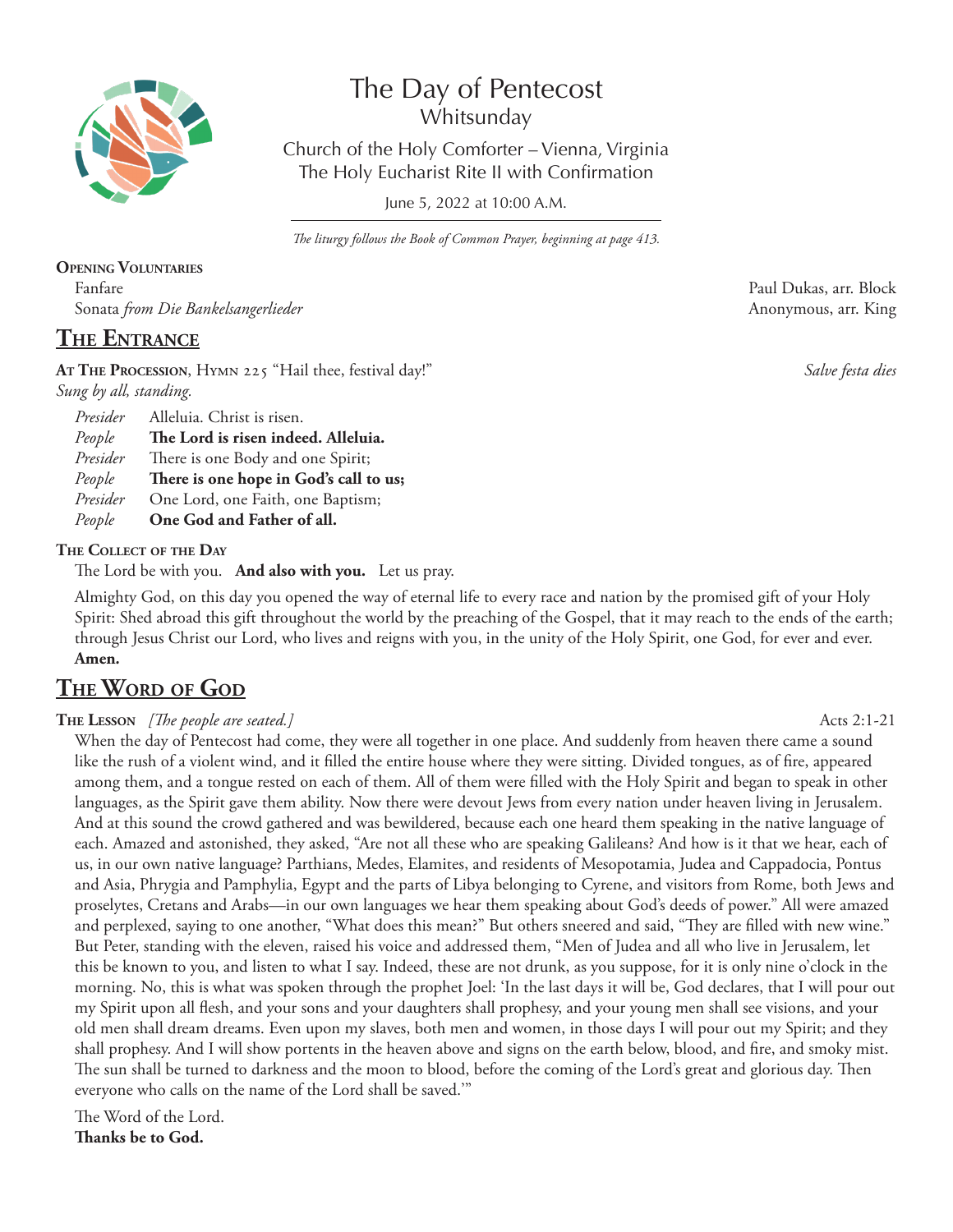# The Day of Pentecost
## Whitsunday

Church of the Holy Comforter – Vienna, Virginia
The Holy Eucharist Rite II with Confirmation

June 5, 2022 at 10:00 A.M.

*The liturgy follows the Book of Common Prayer, beginning at page 413.*

**Opening Voluntaries**

Fanfare — Paul Dukas, arr. Block
Sonata *from Die Bankelsangerlieder* — Anonymous, arr. King

## The Entrance

**At The Procession**, Hymn 225 "Hail thee, festival day!" — *Salve festa dies*
*Sung by all, standing.*

*Presider* Alleluia. Christ is risen.
*People* **The Lord is risen indeed. Alleluia.**
*Presider* There is one Body and one Spirit;
*People* **There is one hope in God's call to us;**
*Presider* One Lord, one Faith, one Baptism;
*People* **One God and Father of all.**

**The Collect of the Day**

The Lord be with you. **And also with you.** Let us pray.

Almighty God, on this day you opened the way of eternal life to every race and nation by the promised gift of your Holy Spirit: Shed abroad this gift throughout the world by the preaching of the Gospel, that it may reach to the ends of the earth; through Jesus Christ our Lord, who lives and reigns with you, in the unity of the Holy Spirit, one God, for ever and ever. **Amen.**

## The Word of God

**The Lesson** *[The people are seated.]* — Acts 2:1-21

When the day of Pentecost had come, they were all together in one place. And suddenly from heaven there came a sound like the rush of a violent wind, and it filled the entire house where they were sitting. Divided tongues, as of fire, appeared among them, and a tongue rested on each of them. All of them were filled with the Holy Spirit and began to speak in other languages, as the Spirit gave them ability. Now there were devout Jews from every nation under heaven living in Jerusalem. And at this sound the crowd gathered and was bewildered, because each one heard them speaking in the native language of each. Amazed and astonished, they asked, "Are not all these who are speaking Galileans? And how is it that we hear, each of us, in our own native language? Parthians, Medes, Elamites, and residents of Mesopotamia, Judea and Cappadocia, Pontus and Asia, Phrygia and Pamphylia, Egypt and the parts of Libya belonging to Cyrene, and visitors from Rome, both Jews and proselytes, Cretans and Arabs—in our own languages we hear them speaking about God's deeds of power." All were amazed and perplexed, saying to one another, "What does this mean?" But others sneered and said, "They are filled with new wine." But Peter, standing with the eleven, raised his voice and addressed them, "Men of Judea and all who live in Jerusalem, let this be known to you, and listen to what I say. Indeed, these are not drunk, as you suppose, for it is only nine o'clock in the morning. No, this is what was spoken through the prophet Joel: 'In the last days it will be, God declares, that I will pour out my Spirit upon all flesh, and your sons and your daughters shall prophesy, and your young men shall see visions, and your old men shall dream dreams. Even upon my slaves, both men and women, in those days I will pour out my Spirit; and they shall prophesy. And I will show portents in the heaven above and signs on the earth below, blood, and fire, and smoky mist. The sun shall be turned to darkness and the moon to blood, before the coming of the Lord's great and glorious day. Then everyone who calls on the name of the Lord shall be saved.'"

The Word of the Lord.
**Thanks be to God.**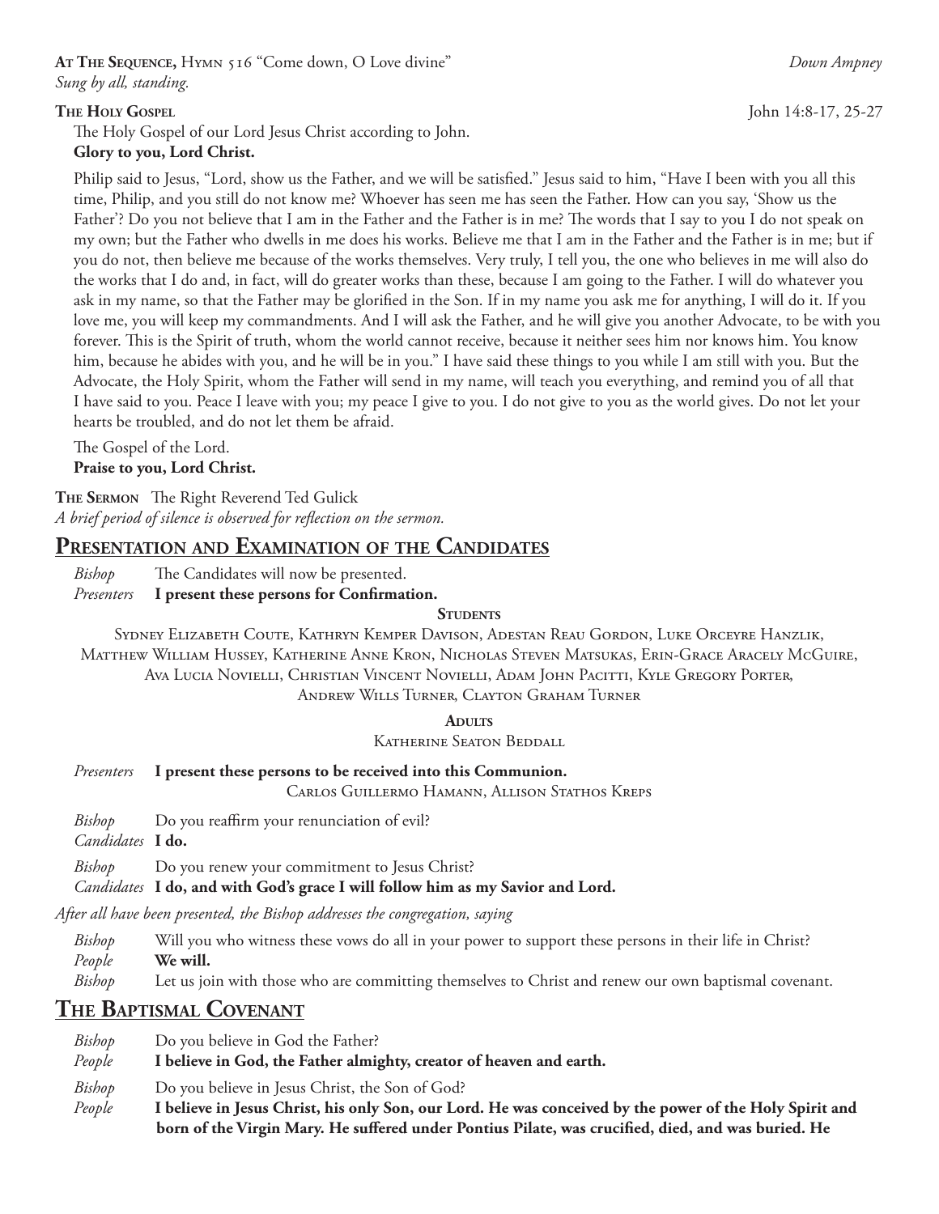**At The Sequence,** Hymn 516 "Come down, O Love divine" *Down Ampney*
*Sung by all, standing.*

**The Holy Gospel** John 14:8-17, 25-27

The Holy Gospel of our Lord Jesus Christ according to John.
**Glory to you, Lord Christ.**

Philip said to Jesus, "Lord, show us the Father, and we will be satisfied." Jesus said to him, "Have I been with you all this time, Philip, and you still do not know me? Whoever has seen me has seen the Father. How can you say, 'Show us the Father'? Do you not believe that I am in the Father and the Father is in me? The words that I say to you I do not speak on my own; but the Father who dwells in me does his works. Believe me that I am in the Father and the Father is in me; but if you do not, then believe me because of the works themselves. Very truly, I tell you, the one who believes in me will also do the works that I do and, in fact, will do greater works than these, because I am going to the Father. I will do whatever you ask in my name, so that the Father may be glorified in the Son. If in my name you ask me for anything, I will do it. If you love me, you will keep my commandments. And I will ask the Father, and he will give you another Advocate, to be with you forever. This is the Spirit of truth, whom the world cannot receive, because it neither sees him nor knows him. You know him, because he abides with you, and he will be in you." I have said these things to you while I am still with you. But the Advocate, the Holy Spirit, whom the Father will send in my name, will teach you everything, and remind you of all that I have said to you. Peace I leave with you; my peace I give to you. I do not give to you as the world gives. Do not let your hearts be troubled, and do not let them be afraid.

The Gospel of the Lord.
**Praise to you, Lord Christ.**

**The Sermon** The Right Reverend Ted Gulick
*A brief period of silence is observed for reflection on the sermon.*

## Presentation and Examination of the Candidates

*Bishop* The Candidates will now be presented.
*Presenters* **I present these persons for Confirmation.**

**Students**

Sydney Elizabeth Coute, Kathryn Kemper Davison, Adestan Reau Gordon, Luke Orceyre Hanzlik, Matthew William Hussey, Katherine Anne Kron, Nicholas Steven Matsukas, Erin-Grace Aracely McGuire, Ava Lucia Novielli, Christian Vincent Novielli, Adam John Pacitti, Kyle Gregory Porter, Andrew Wills Turner, Clayton Graham Turner

**Adults**

Katherine Seaton Beddall

*Presenters* **I present these persons to be received into this Communion.**

Carlos Guillermo Hamann, Allison Stathos Kreps

*Bishop* Do you reaffirm your renunciation of evil?
*Candidates* **I do.**

*Bishop* Do you renew your commitment to Jesus Christ?
*Candidates* **I do, and with God's grace I will follow him as my Savior and Lord.**

*After all have been presented, the Bishop addresses the congregation, saying*

*Bishop* Will you who witness these vows do all in your power to support these persons in their life in Christ?
*People* **We will.**
*Bishop* Let us join with those who are committing themselves to Christ and renew our own baptismal covenant.

## The Baptismal Covenant

*Bishop* Do you believe in God the Father?
*People* **I believe in God, the Father almighty, creator of heaven and earth.**

*Bishop* Do you believe in Jesus Christ, the Son of God?
*People* **I believe in Jesus Christ, his only Son, our Lord. He was conceived by the power of the Holy Spirit and born of the Virgin Mary. He suffered under Pontius Pilate, was crucified, died, and was buried. He**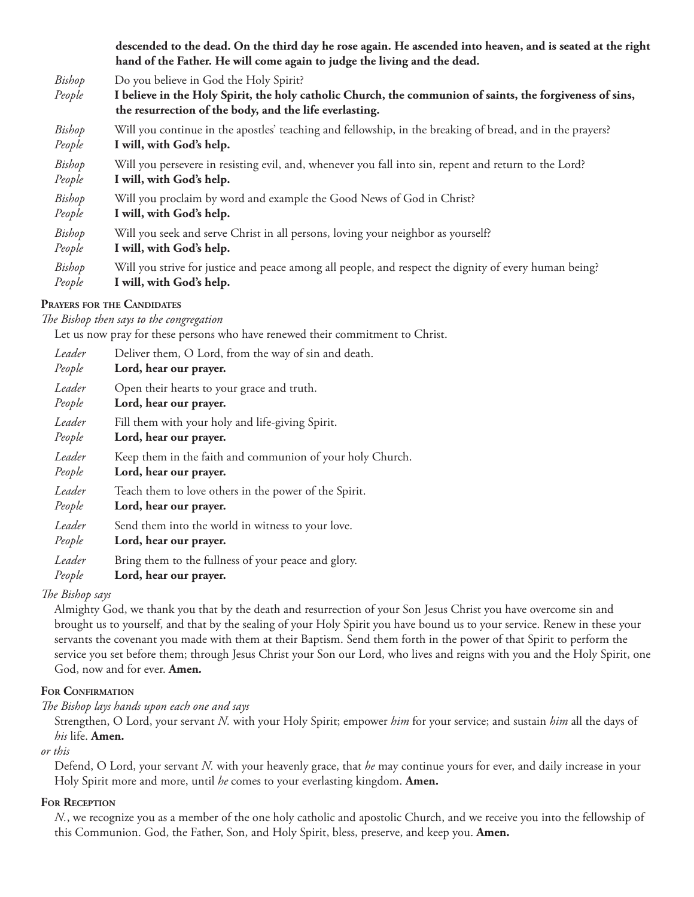**descended to the dead. On the third day he rose again. He ascended into heaven, and is seated at the right hand of the Father. He will come again to judge the living and the dead.**

*Bishop* Do you believe in God the Holy Spirit?
*People* **I believe in the Holy Spirit, the holy catholic Church, the communion of saints, the forgiveness of sins, the resurrection of the body, and the life everlasting.**

*Bishop* Will you continue in the apostles' teaching and fellowship, in the breaking of bread, and in the prayers?
*People* **I will, with God's help.**

*Bishop* Will you persevere in resisting evil, and, whenever you fall into sin, repent and return to the Lord?
*People* **I will, with God's help.**

*Bishop* Will you proclaim by word and example the Good News of God in Christ?
*People* **I will, with God's help.**

*Bishop* Will you seek and serve Christ in all persons, loving your neighbor as yourself?
*People* **I will, with God's help.**

*Bishop* Will you strive for justice and peace among all people, and respect the dignity of every human being?
*People* **I will, with God's help.**

### Prayers for the Candidates

*The Bishop then says to the congregation*

Let us now pray for these persons who have renewed their commitment to Christ.

*Leader* Deliver them, O Lord, from the way of sin and death.
*People* **Lord, hear our prayer.**

*Leader* Open their hearts to your grace and truth.
*People* **Lord, hear our prayer.**

*Leader* Fill them with your holy and life-giving Spirit.
*People* **Lord, hear our prayer.**

*Leader* Keep them in the faith and communion of your holy Church.
*People* **Lord, hear our prayer.**

*Leader* Teach them to love others in the power of the Spirit.
*People* **Lord, hear our prayer.**

*Leader* Send them into the world in witness to your love.
*People* **Lord, hear our prayer.**

*Leader* Bring them to the fullness of your peace and glory.
*People* **Lord, hear our prayer.**

*The Bishop says*

Almighty God, we thank you that by the death and resurrection of your Son Jesus Christ you have overcome sin and brought us to yourself, and that by the sealing of your Holy Spirit you have bound us to your service. Renew in these your servants the covenant you made with them at their Baptism. Send them forth in the power of that Spirit to perform the service you set before them; through Jesus Christ your Son our Lord, who lives and reigns with you and the Holy Spirit, one God, now and for ever. **Amen.**

### For Confirmation

*The Bishop lays hands upon each one and says*

Strengthen, O Lord, your servant *N.* with your Holy Spirit; empower *him* for your service; and sustain *him* all the days of *his* life. **Amen.**

*or this*

Defend, O Lord, your servant *N.* with your heavenly grace, that *he* may continue yours for ever, and daily increase in your Holy Spirit more and more, until *he* comes to your everlasting kingdom. **Amen.**

### For Reception

*N.*, we recognize you as a member of the one holy catholic and apostolic Church, and we receive you into the fellowship of this Communion. God, the Father, Son, and Holy Spirit, bless, preserve, and keep you. **Amen.**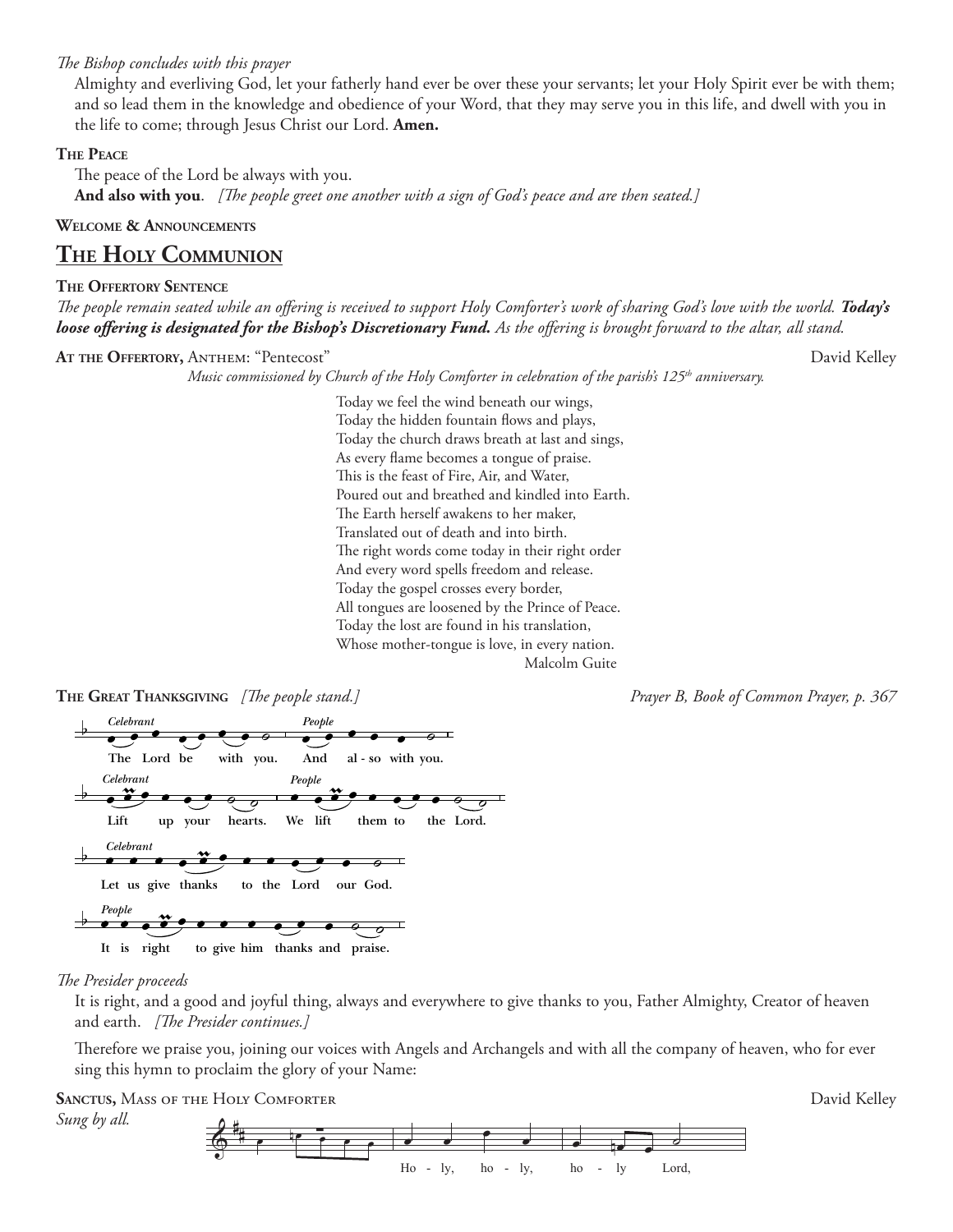*The Bishop concludes with this prayer*

Almighty and everliving God, let your fatherly hand ever be over these your servants; let your Holy Spirit ever be with them; and so lead them in the knowledge and obedience of your Word, that they may serve you in this life, and dwell with you in the life to come; through Jesus Christ our Lord. **Amen.**

**The Peace**

The peace of the Lord be always with you.
**And also with you**. *[The people greet one another with a sign of God's peace and are then seated.]*

**Welcome & Announcements**

## The Holy Communion

**The Offertory Sentence**

*The people remain seated while an offering is received to support Holy Comforter's work of sharing God's love with the world.* ***Today's loose offering is designated for the Bishop's Discretionary Fund.*** *As the offering is brought forward to the altar, all stand.*

**At the Offertory,** Anthem: "Pentecost" — David Kelley

*Music commissioned by Church of the Holy Comforter in celebration of the parish's 125th anniversary.*

Today we feel the wind beneath our wings,
Today the hidden fountain flows and plays,
Today the church draws breath at last and sings,
As every flame becomes a tongue of praise.
This is the feast of Fire, Air, and Water,
Poured out and breathed and kindled into Earth.
The Earth herself awakens to her maker,
Translated out of death and into birth.
The right words come today in their right order
And every word spells freedom and release.
Today the gospel crosses every border,
All tongues are loosened by the Prince of Peace.
Today the lost are found in his translation,
Whose mother-tongue is love, in every nation.

Malcolm Guite

**The Great Thanksgiving** *[The people stand.]* — *Prayer B, Book of Common Prayer, p. 367*

*Celebrant* The Lord be with you. *People* **And also with you.**

*Celebrant* Lift up your hearts. *People* **We lift them to the Lord.**

*Celebrant* Let us give thanks to the Lord our God.

*People* **It is right to give him thanks and praise.**

*The Presider proceeds*

It is right, and a good and joyful thing, always and everywhere to give thanks to you, Father Almighty, Creator of heaven and earth. *[The Presider continues.]*

Therefore we praise you, joining our voices with Angels and Archangels and with all the company of heaven, who for ever sing this hymn to proclaim the glory of your Name:

**Sanctus,** Mass of the Holy Comforter — David Kelley

*Sung by all.*

Ho - ly, ho - ly, ho - ly Lord,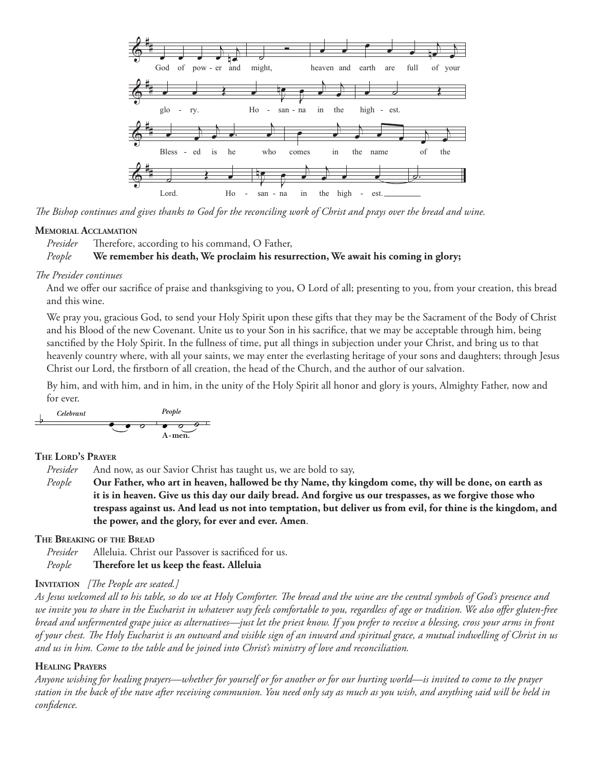God of pow - er and might, heaven and earth are full of your glo - ry. Ho - san - na in the high - est. Bless - ed is he who comes in the name of the Lord. Ho - san - na in the high - est.

*The Bishop continues and gives thanks to God for the reconciling work of Christ and prays over the bread and wine.*

**Memorial Acclamation**

*Presider* Therefore, according to his command, O Father,

*People* **We remember his death, We proclaim his resurrection, We await his coming in glory;**

*The Presider continues*

And we offer our sacrifice of praise and thanksgiving to you, O Lord of all; presenting to you, from your creation, this bread and this wine.

We pray you, gracious God, to send your Holy Spirit upon these gifts that they may be the Sacrament of the Body of Christ and his Blood of the new Covenant. Unite us to your Son in his sacrifice, that we may be acceptable through him, being sanctified by the Holy Spirit. In the fullness of time, put all things in subjection under your Christ, and bring us to that heavenly country where, with all your saints, we may enter the everlasting heritage of your sons and daughters; through Jesus Christ our Lord, the firstborn of all creation, the head of the Church, and the author of our salvation.

By him, and with him, and in him, in the unity of the Holy Spirit all honor and glory is yours, Almighty Father, now and for ever.

*Celebrant* *People* **A-men.**

**The Lord's Prayer**

*Presider* And now, as our Savior Christ has taught us, we are bold to say,

*People* **Our Father, who art in heaven, hallowed be thy Name, thy kingdom come, thy will be done, on earth as it is in heaven. Give us this day our daily bread. And forgive us our trespasses, as we forgive those who trespass against us. And lead us not into temptation, but deliver us from evil, for thine is the kingdom, and the power, and the glory, for ever and ever. Amen**.

**The Breaking of the Bread**

*Presider* Alleluia. Christ our Passover is sacrificed for us.

*People* **Therefore let us keep the feast. Alleluia**

**Invitation** *[The People are seated.]*

*As Jesus welcomed all to his table, so do we at Holy Comforter. The bread and the wine are the central symbols of God's presence and we invite you to share in the Eucharist in whatever way feels comfortable to you, regardless of age or tradition. We also offer gluten-free bread and unfermented grape juice as alternatives—just let the priest know. If you prefer to receive a blessing, cross your arms in front of your chest. The Holy Eucharist is an outward and visible sign of an inward and spiritual grace, a mutual indwelling of Christ in us and us in him. Come to the table and be joined into Christ's ministry of love and reconciliation.*

**Healing Prayers**

*Anyone wishing for healing prayers—whether for yourself or for another or for our hurting world—is invited to come to the prayer station in the back of the nave after receiving communion. You need only say as much as you wish, and anything said will be held in confidence.*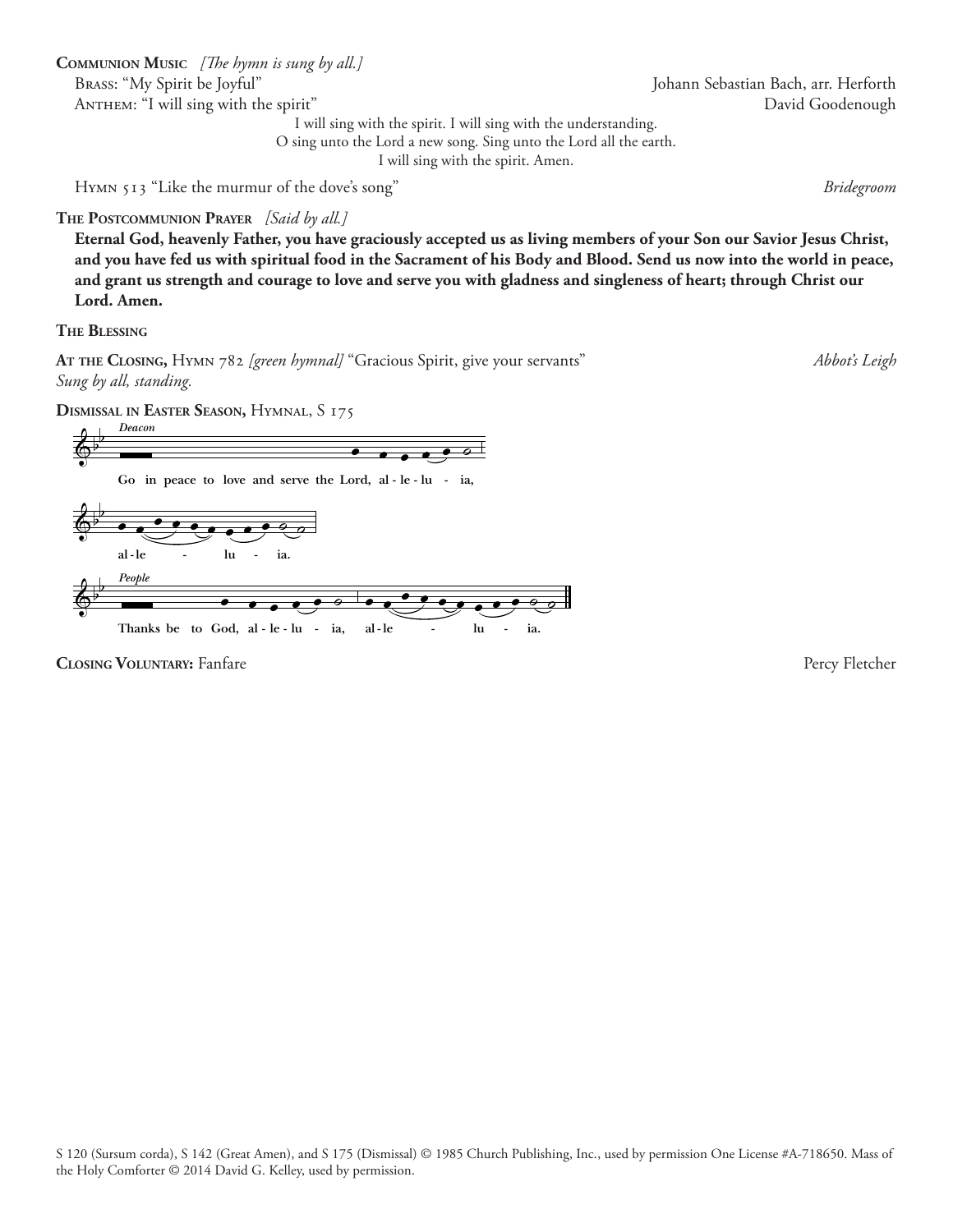**Communion Music** *[The hymn is sung by all.]*

Brass: "My Spirit be Joyful" — Johann Sebastian Bach, arr. Herforth

Anthem: "I will sing with the spirit" — David Goodenough

I will sing with the spirit. I will sing with the understanding.
O sing unto the Lord a new song. Sing unto the Lord all the earth.
I will sing with the spirit. Amen.

Hymn 513 "Like the murmur of the dove's song" — *Bridegroom*

**The Postcommunion Prayer** *[Said by all.]*

**Eternal God, heavenly Father, you have graciously accepted us as living members of your Son our Savior Jesus Christ, and you have fed us with spiritual food in the Sacrament of his Body and Blood. Send us now into the world in peace, and grant us strength and courage to love and serve you with gladness and singleness of heart; through Christ our Lord. Amen.**

**The Blessing**

**At the Closing,** Hymn 782 *[green hymnal]* "Gracious Spirit, give your servants" — *Abbot's Leigh*
*Sung by all, standing.*

**Dismissal in Easter Season,** Hymnal, S 175

*Deacon*

**Go in peace to love and serve the Lord, al-le-lu - ia,**

**al-le - lu - ia.**

*People*

**Thanks be to God, al-le-lu - ia, al-le - lu - ia.**

**Closing Voluntary:** Fanfare — Percy Fletcher

S 120 (Sursum corda), S 142 (Great Amen), and S 175 (Dismissal) © 1985 Church Publishing, Inc., used by permission One License #A-718650. Mass of the Holy Comforter © 2014 David G. Kelley, used by permission.